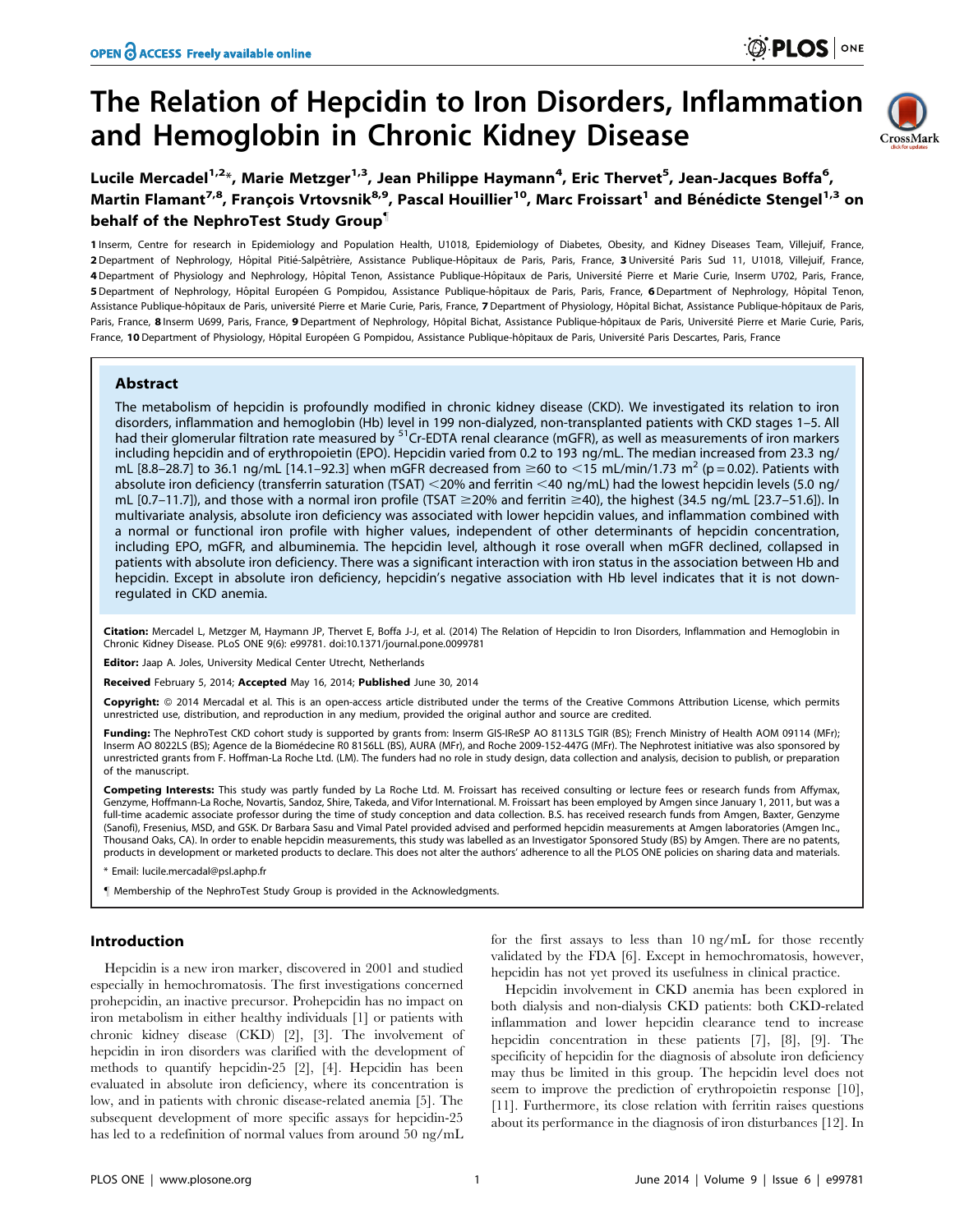# The Relation of Hepcidin to Iron Disorders, Inflammation and Hemoglobin in Chronic Kidney Disease

**Lucile Mercadel[1,2]*, Marie Metzger[1,3], Jean Philippe Haymann[4], Eric Thervet[5], Jean-Jacques Boffa[6], Martin Flamant[7,8], François Vrtovsnik[8,9], Pascal Houillier[10], Marc Froissart[1] and Bénédicte Stengel[1,3] on behalf of the NephroTest Study Group¶**

1 Inserm, Centre for research in Epidemiology and Population Health, U1018, Epidemiology of Diabetes, Obesity, and Kidney Diseases Team, Villejuif, France, 2 Department of Nephrology, Hôpital Pitié-Salpêtrière, Assistance Publique-Hôpitaux de Paris, Paris, France, 3 Université Paris Sud 11, U1018, Villejuif, France, 4 Department of Physiology and Nephrology, Hôpital Tenon, Assistance Publique-Hôpitaux de Paris, Université Pierre et Marie Curie, Inserm U702, Paris, France, 5 Department of Nephrology, Hôpital Européen G Pompidou, Assistance Publique-hôpitaux de Paris, Paris, France, 6 Department of Nephrology, Hôpital Tenon, Assistance Publique-hôpitaux de Paris, université Pierre et Marie Curie, Paris, France, 7 Department of Physiology, Hôpital Bichat, Assistance Publique-hôpitaux de Paris, Paris, France, 8 Inserm U699, Paris, France, 9 Department of Nephrology, Hôpital Bichat, Assistance Publique-hôpitaux de Paris, Université Pierre et Marie Curie, Paris, France, 10 Department of Physiology, Hôpital Européen G Pompidou, Assistance Publique-hôpitaux de Paris, Université Paris Descartes, Paris, France

## Abstract

The metabolism of hepcidin is profoundly modified in chronic kidney disease (CKD). We investigated its relation to iron disorders, inflammation and hemoglobin (Hb) level in 199 non-dialyzed, non-transplanted patients with CKD stages 1–5. All had their glomerular filtration rate measured by $^{51}$Cr-EDTA renal clearance (mGFR), as well as measurements of iron markers including hepcidin and of erythropoietin (EPO). Hepcidin varied from 0.2 to 193 ng/mL. The median increased from 23.3 ng/mL [8.8–28.7] to 36.1 ng/mL [14.1–92.3] when mGFR decreased from ≥60 to <15 mL/min/1.73 m$^2$ ($p = 0.02$). Patients with absolute iron deficiency (transferrin saturation (TSAT) <20% and ferritin <40 ng/mL) had the lowest hepcidin levels (5.0 ng/mL [0.7–11.7]), and those with a normal iron profile (TSAT ≥20% and ferritin ≥40), the highest (34.5 ng/mL [23.7–51.6]). In multivariate analysis, absolute iron deficiency was associated with lower hepcidin values, and inflammation combined with a normal or functional iron profile with higher values, independent of other determinants of hepcidin concentration, including EPO, mGFR, and albuminemia. The hepcidin level, although it rose overall when mGFR declined, collapsed in patients with absolute iron deficiency. There was a significant interaction with iron status in the association between Hb and hepcidin. Except in absolute iron deficiency, hepcidin's negative association with Hb level indicates that it is not down-regulated in CKD anemia.

**Citation:** Mercadel L, Metzger M, Haymann JP, Thervet E, Boffa J-J, et al. (2014) The Relation of Hepcidin to Iron Disorders, Inflammation and Hemoglobin in Chronic Kidney Disease. PLoS ONE 9(6): e99781. doi:10.1371/journal.pone.0099781

**Editor:** Jaap A. Joles, University Medical Center Utrecht, Netherlands

**Received** February 5, 2014; **Accepted** May 16, 2014; **Published** June 30, 2014

**Copyright:** © 2014 Mercadal et al. This is an open-access article distributed under the terms of the Creative Commons Attribution License, which permits unrestricted use, distribution, and reproduction in any medium, provided the original author and source are credited.

**Funding:** The NephroTest CKD cohort study is supported by grants from: Inserm GIS-IReSP AO 8113LS TGIR (BS); French Ministry of Health AOM 09114 (MFr); Inserm AO 8022LS (BS); Agence de la Biomédecine R0 8156LL (BS), AURA (MFr), and Roche 2009-152-447G (MFr). The Nephrotest initiative was also sponsored by unrestricted grants from F. Hoffman-La Roche Ltd. (LM). The funders had no role in study design, data collection and analysis, decision to publish, or preparation of the manuscript.

**Competing Interests:** This study was partly funded by La Roche Ltd. M. Froissart has received consulting or lecture fees or research funds from Affymax, Genzyme, Hoffmann-La Roche, Novartis, Sandoz, Shire, Takeda, and Vifor International. M. Froissart has been employed by Amgen since January 1, 2011, but was a full-time academic associate professor during the time of study conception and data collection. B.S. has received research funds from Amgen, Baxter, Genzyme (Sanofi), Fresenius, MSD, and GSK. Dr Barbara Sasu and Vimal Patel provided advised and performed hepcidin measurements at Amgen laboratories (Amgen Inc., Thousand Oaks, CA). In order to enable hepcidin measurements, this study was labelled as an Investigator Sponsored Study (BS) by Amgen. There are no patents, products in development or marketed products to declare. This does not alter the authors' adherence to all the PLOS ONE policies on sharing data and materials.

\* Email: lucile.mercadal@psl.aphp.fr

¶ Membership of the NephroTest Study Group is provided in the Acknowledgments.

## Introduction

Hepcidin is a new iron marker, discovered in 2001 and studied especially in hemochromatosis. The first investigations concerned prohepcidin, an inactive precursor. Prohepcidin has no impact on iron metabolism in either healthy individuals [1] or patients with chronic kidney disease (CKD) [2], [3]. The involvement of hepcidin in iron disorders was clarified with the development of methods to quantify hepcidin-25 [2], [4]. Hepcidin has been evaluated in absolute iron deficiency, where its concentration is low, and in patients with chronic disease-related anemia [5]. The subsequent development of more specific assays for hepcidin-25 has led to a redefinition of normal values from around 50 ng/mL for the first assays to less than 10 ng/mL for those recently validated by the FDA [6]. Except in hemochromatosis, however, hepcidin has not yet proved its usefulness in clinical practice.

Hepcidin involvement in CKD anemia has been explored in both dialysis and non-dialysis CKD patients: both CKD-related inflammation and lower hepcidin clearance tend to increase hepcidin concentration in these patients [7], [8], [9]. The specificity of hepcidin for the diagnosis of absolute iron deficiency may thus be limited in this group. The hepcidin level does not seem to improve the prediction of erythropoietin response [10], [11]. Furthermore, its close relation with ferritin raises questions about its performance in the diagnosis of iron disturbances [12]. In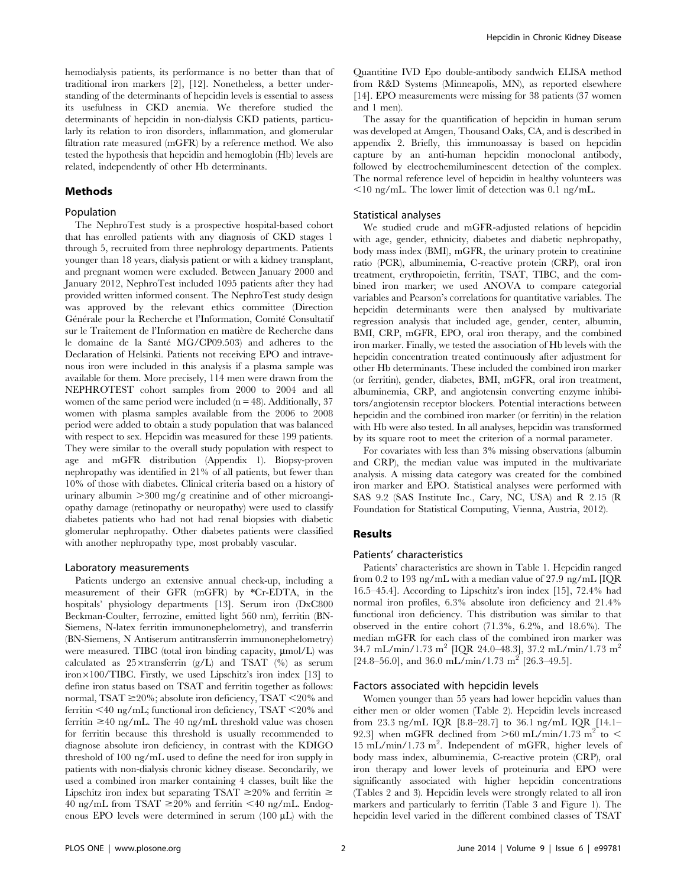hemodialysis patients, its performance is no better than that of traditional iron markers [2], [12]. Nonetheless, a better understanding of the determinants of hepcidin levels is essential to assess its usefulness in CKD anemia. We therefore studied the determinants of hepcidin in non-dialysis CKD patients, particularly its relation to iron disorders, inflammation, and glomerular filtration rate measured (mGFR) by a reference method. We also tested the hypothesis that hepcidin and hemoglobin (Hb) levels are related, independently of other Hb determinants.

## Methods

### Population

The NephroTest study is a prospective hospital-based cohort that has enrolled patients with any diagnosis of CKD stages 1 through 5, recruited from three nephrology departments. Patients younger than 18 years, dialysis patient or with a kidney transplant, and pregnant women were excluded. Between January 2000 and January 2012, NephroTest included 1095 patients after they had provided written informed consent. The NephroTest study design was approved by the relevant ethics committee (Direction Générale pour la Recherche et l'Information, Comité Consultatif sur le Traitement de l'Information en matière de Recherche dans le domaine de la Santé MG/CP09.503) and adheres to the Declaration of Helsinki. Patients not receiving EPO and intravenous iron were included in this analysis if a plasma sample was available for them. More precisely, 114 men were drawn from the NEPHROTEST cohort samples from 2000 to 2004 and all women of the same period were included (n = 48). Additionally, 37 women with plasma samples available from the 2006 to 2008 period were added to obtain a study population that was balanced with respect to sex. Hepcidin was measured for these 199 patients. They were similar to the overall study population with respect to age and mGFR distribution (Appendix 1). Biopsy-proven nephropathy was identified in 21% of all patients, but fewer than 10% of those with diabetes. Clinical criteria based on a history of urinary albumin >300 mg/g creatinine and of other microangiopathy damage (retinopathy or neuropathy) were used to classify diabetes patients who had not had renal biopsies with diabetic glomerular nephropathy. Other diabetes patients were classified with another nephropathy type, most probably vascular.

### Laboratory measurements

Patients undergo an extensive annual check-up, including a measurement of their GFR (mGFR) by *Cr-EDTA, in the hospitals' physiology departments [13]. Serum iron (DxC800 Beckman-Coulter, ferrozine, emitted light 560 nm), ferritin (BN-Siemens, N-latex ferritin immunonephelometry), and transferrin (BN-Siemens, N Antiserum antitransferrin immunonephelometry) were measured. TIBC (total iron binding capacity, µmol/L) was calculated as 25×transferrin (g/L) and TSAT (%) as serum iron×100/TIBC. Firstly, we used Lipschitz's iron index [13] to define iron status based on TSAT and ferritin together as follows: normal, TSAT ≥20%; absolute iron deficiency, TSAT <20% and ferritin <40 ng/mL; functional iron deficiency, TSAT <20% and ferritin ≥40 ng/mL. The 40 ng/mL threshold value was chosen for ferritin because this threshold is usually recommended to diagnose absolute iron deficiency, in contrast with the KDIGO threshold of 100 ng/mL used to define the need for iron supply in patients with non-dialysis chronic kidney disease. Secondarily, we used a combined iron marker containing 4 classes, built like the Lipschitz iron index but separating TSAT ≥20% and ferritin ≥ 40 ng/mL from TSAT ≥20% and ferritin <40 ng/mL. Endogenous EPO levels were determined in serum (100 µL) with the Quantitine IVD Epo double-antibody sandwich ELISA method from R&D Systems (Minneapolis, MN), as reported elsewhere [14]. EPO measurements were missing for 38 patients (37 women and 1 men).

The assay for the quantification of hepcidin in human serum was developed at Amgen, Thousand Oaks, CA, and is described in appendix 2. Briefly, this immunoassay is based on hepcidin capture by an anti-human hepcidin monoclonal antibody, followed by electrochemiluminescent detection of the complex. The normal reference level of hepcidin in healthy volunteers was <10 ng/mL. The lower limit of detection was 0.1 ng/mL.

### Statistical analyses

We studied crude and mGFR-adjusted relations of hepcidin with age, gender, ethnicity, diabetes and diabetic nephropathy, body mass index (BMI), mGFR, the urinary protein to creatinine ratio (PCR), albuminemia, C-reactive protein (CRP), oral iron treatment, erythropoietin, ferritin, TSAT, TIBC, and the combined iron marker; we used ANOVA to compare categorial variables and Pearson's correlations for quantitative variables. The hepcidin determinants were then analysed by multivariate regression analysis that included age, gender, center, albumin, BMI, CRP, mGFR, EPO, oral iron therapy, and the combined iron marker. Finally, we tested the association of Hb levels with the hepcidin concentration treated continuously after adjustment for other Hb determinants. These included the combined iron marker (or ferritin), gender, diabetes, BMI, mGFR, oral iron treatment, albuminemia, CRP, and angiotensin converting enzyme inhibitors/angiotensin receptor blockers. Potential interactions between hepcidin and the combined iron marker (or ferritin) in the relation with Hb were also tested. In all analyses, hepcidin was transformed by its square root to meet the criterion of a normal parameter.

For covariates with less than 3% missing observations (albumin and CRP), the median value was imputed in the multivariate analysis. A missing data category was created for the combined iron marker and EPO. Statistical analyses were performed with SAS 9.2 (SAS Institute Inc., Cary, NC, USA) and R 2.15 (R Foundation for Statistical Computing, Vienna, Austria, 2012).

## Results

### Patients' characteristics

Patients' characteristics are shown in Table 1. Hepcidin ranged from 0.2 to 193 ng/mL with a median value of 27.9 ng/mL [IQR 16.5–45.4]. According to Lipschitz's iron index [15], 72.4% had normal iron profiles, 6.3% absolute iron deficiency and 21.4% functional iron deficiency. This distribution was similar to that observed in the entire cohort (71.3%, 6.2%, and 18.6%). The median mGFR for each class of the combined iron marker was 34.7 mL/min/1.73 m$^2$ [IQR 24.0–48.3], 37.2 mL/min/1.73 m$^2$ [24.8–56.0], and 36.0 mL/min/1.73 m$^2$ [26.3–49.5].

### Factors associated with hepcidin levels

Women younger than 55 years had lower hepcidin values than either men or older women (Table 2). Hepcidin levels increased from 23.3 ng/mL IQR [8.8–28.7] to 36.1 ng/mL IQR [14.1–92.3] when mGFR declined from >60 mL/min/1.73 m$^2$ to < 15 mL/min/1.73 m$^2$. Independent of mGFR, higher levels of body mass index, albuminemia, C-reactive protein (CRP), oral iron therapy and lower levels of proteinuria and EPO were significantly associated with higher hepcidin concentrations (Tables 2 and 3). Hepcidin levels were strongly related to all iron markers and particularly to ferritin (Table 3 and Figure 1). The hepcidin level varied in the different combined classes of TSAT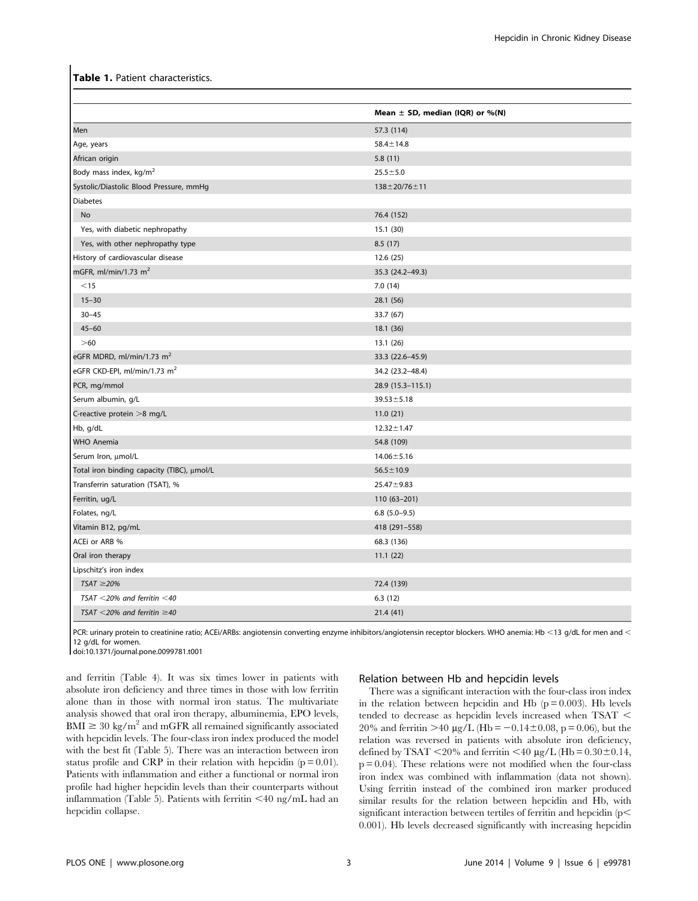**Table 1.** Patient characteristics.

| | Mean ± SD, median (IQR) or %(N) |
|---|---|
| Men | 57.3 (114) |
| Age, years | 58.4±14.8 |
| African origin | 5.8 (11) |
| Body mass index, kg/m$^2$ | 25.5±5.0 |
| Systolic/Diastolic Blood Pressure, mmHg | 138±20/76±11 |
| Diabetes | |
| No | 76.4 (152) |
| Yes, with diabetic nephropathy | 15.1 (30) |
| Yes, with other nephropathy type | 8.5 (17) |
| History of cardiovascular disease | 12.6 (25) |
| mGFR, ml/min/1.73 m$^2$ | 35.3 (24.2–49.3) |
| <15 | 7.0 (14) |
| 15–30 | 28.1 (56) |
| 30–45 | 33.7 (67) |
| 45–60 | 18.1 (36) |
| >60 | 13.1 (26) |
| eGFR MDRD, ml/min/1.73 m$^2$ | 33.3 (22.6–45.9) |
| eGFR CKD-EPI, ml/min/1.73 m$^2$ | 34.2 (23.2–48.4) |
| PCR, mg/mmol | 28.9 (15.3–115.1) |
| Serum albumin, g/L | 39.53±5.18 |
| C-reactive protein >8 mg/L | 11.0 (21) |
| Hb, g/dL | 12.32±1.47 |
| WHO Anemia | 54.8 (109) |
| Serum Iron, µmol/L | 14.06±5.16 |
| Total iron binding capacity (TIBC), µmol/L | 56.5±10.9 |
| Transferrin saturation (TSAT), % | 25.47±9.83 |
| Ferritin, ug/L | 110 (63–201) |
| Folates, ng/L | 6.8 (5.0–9.5) |
| Vitamin B12, pg/mL | 418 (291–558) |
| ACEi or ARB % | 68.3 (136) |
| Oral iron therapy | 11.1 (22) |
| Lipschitz's iron index | |
| *TSAT ≥20%* | 72.4 (139) |
| *TSAT <20% and ferritin <40* | 6.3 (12) |
| *TSAT <20% and ferritin ≥40* | 21.4 (41) |

PCR: urinary protein to creatinine ratio; ACEi/ARBs: angiotensin converting enzyme inhibitors/angiotensin receptor blockers. WHO anemia: Hb <13 g/dL for men and < 12 g/dL for women.
doi:10.1371/journal.pone.0099781.t001

and ferritin (Table 4). It was six times lower in patients with absolute iron deficiency and three times in those with low ferritin alone than in those with normal iron status. The multivariate analysis showed that oral iron therapy, albuminemia, EPO levels, BMI ≥ 30 kg/m$^2$ and mGFR all remained significantly associated with hepcidin levels. The four-class iron index produced the model with the best fit (Table 5). There was an interaction between iron status profile and CRP in their relation with hepcidin ($p = 0.01$). Patients with inflammation and either a functional or normal iron profile had higher hepcidin levels than their counterparts without inflammation (Table 5). Patients with ferritin <40 ng/mL had an hepcidin collapse.

### Relation between Hb and hepcidin levels

There was a significant interaction with the four-class iron index in the relation between hepcidin and Hb ($p = 0.003$). Hb levels tended to decrease as hepcidin levels increased when TSAT < 20% and ferritin >40 µg/L (Hb = −0.14±0.08, $p = 0.06$), but the relation was reversed in patients with absolute iron deficiency, defined by TSAT <20% and ferritin <40 µg/L (Hb = 0.30±0.14, $p = 0.04$). These relations were not modified when the four-class iron index was combined with inflammation (data not shown). Using ferritin instead of the combined iron marker produced similar results for the relation between hepcidin and Hb, with significant interaction between tertiles of ferritin and hepcidin ($p < 0.001$). Hb levels decreased significantly with increasing hepcidin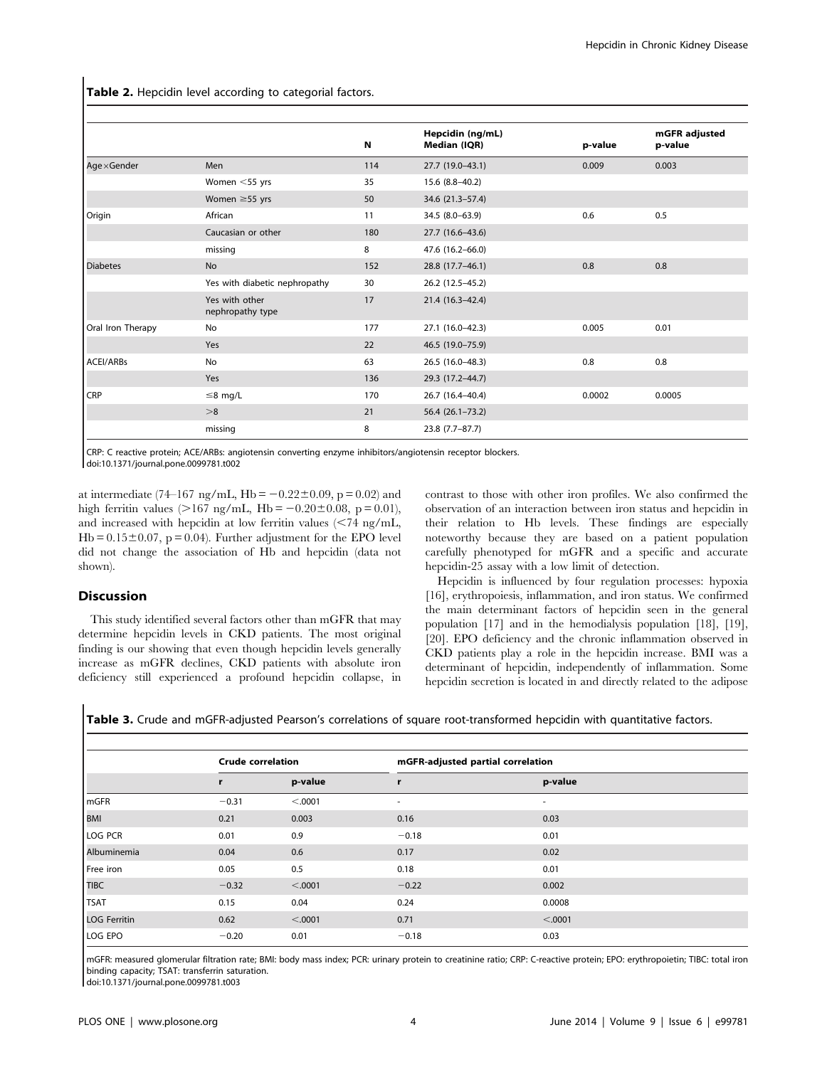**Table 2.** Hepcidin level according to categorial factors.

| | | N | Hepcidin (ng/mL) Median (IQR) | p-value | mGFR adjusted p-value |
|---|---|---|---|---|---|
| Age×Gender | Men | 114 | 27.7 (19.0–43.1) | 0.009 | 0.003 |
| | Women <55 yrs | 35 | 15.6 (8.8–40.2) | | |
| | Women ≥55 yrs | 50 | 34.6 (21.3–57.4) | | |
| Origin | African | 11 | 34.5 (8.0–63.9) | 0.6 | 0.5 |
| | Caucasian or other | 180 | 27.7 (16.6–43.6) | | |
| | missing | 8 | 47.6 (16.2–66.0) | | |
| Diabetes | No | 152 | 28.8 (17.7–46.1) | 0.8 | 0.8 |
| | Yes with diabetic nephropathy | 30 | 26.2 (12.5–45.2) | | |
| | Yes with other nephropathy type | 17 | 21.4 (16.3–42.4) | | |
| Oral Iron Therapy | No | 177 | 27.1 (16.0–42.3) | 0.005 | 0.01 |
| | Yes | 22 | 46.5 (19.0–75.9) | | |
| ACEI/ARBs | No | 63 | 26.5 (16.0–48.3) | 0.8 | 0.8 |
| | Yes | 136 | 29.3 (17.2–44.7) | | |
| CRP | ≤8 mg/L | 170 | 26.7 (16.4–40.4) | 0.0002 | 0.0005 |
| | >8 | 21 | 56.4 (26.1–73.2) | | |
| | missing | 8 | 23.8 (7.7–87.7) | | |

CRP: C reactive protein; ACE/ARBs: angiotensin converting enzyme inhibitors/angiotensin receptor blockers.
doi:10.1371/journal.pone.0099781.t002

at intermediate (74–167 ng/mL, Hb = −0.22±0.09, p = 0.02) and high ferritin values (>167 ng/mL, Hb = −0.20±0.08, p = 0.01), and increased with hepcidin at low ferritin values (<74 ng/mL, Hb = 0.15±0.07, p = 0.04). Further adjustment for the EPO level did not change the association of Hb and hepcidin (data not shown).

## Discussion

This study identified several factors other than mGFR that may determine hepcidin levels in CKD patients. The most original finding is our showing that even though hepcidin levels generally increase as mGFR declines, CKD patients with absolute iron deficiency still experienced a profound hepcidin collapse, in contrast to those with other iron profiles. We also confirmed the observation of an interaction between iron status and hepcidin in their relation to Hb levels. These findings are especially noteworthy because they are based on a patient population carefully phenotyped for mGFR and a specific and accurate hepcidin-25 assay with a low limit of detection.

Hepcidin is influenced by four regulation processes: hypoxia [16], erythropoiesis, inflammation, and iron status. We confirmed the main determinant factors of hepcidin seen in the general population [17] and in the hemodialysis population [18], [19], [20]. EPO deficiency and the chronic inflammation observed in CKD patients play a role in the hepcidin increase. BMI was a determinant of hepcidin, independently of inflammation. Some hepcidin secretion is located in and directly related to the adipose

**Table 3.** Crude and mGFR-adjusted Pearson's correlations of square root-transformed hepcidin with quantitative factors.

| | Crude correlation | | mGFR-adjusted partial correlation | |
|---|---|---|---|---|
| | r | p-value | r | p-value |
| mGFR | −0.31 | <.0001 | - | - |
| BMI | 0.21 | 0.003 | 0.16 | 0.03 |
| LOG PCR | 0.01 | 0.9 | −0.18 | 0.01 |
| Albuminemia | 0.04 | 0.6 | 0.17 | 0.02 |
| Free iron | 0.05 | 0.5 | 0.18 | 0.01 |
| TIBC | −0.32 | <.0001 | −0.22 | 0.002 |
| TSAT | 0.15 | 0.04 | 0.24 | 0.0008 |
| LOG Ferritin | 0.62 | <.0001 | 0.71 | <.0001 |
| LOG EPO | −0.20 | 0.01 | −0.18 | 0.03 |

mGFR: measured glomerular filtration rate; BMI: body mass index; PCR: urinary protein to creatinine ratio; CRP: C-reactive protein; EPO: erythropoietin; TIBC: total iron binding capacity; TSAT: transferrin saturation.
doi:10.1371/journal.pone.0099781.t003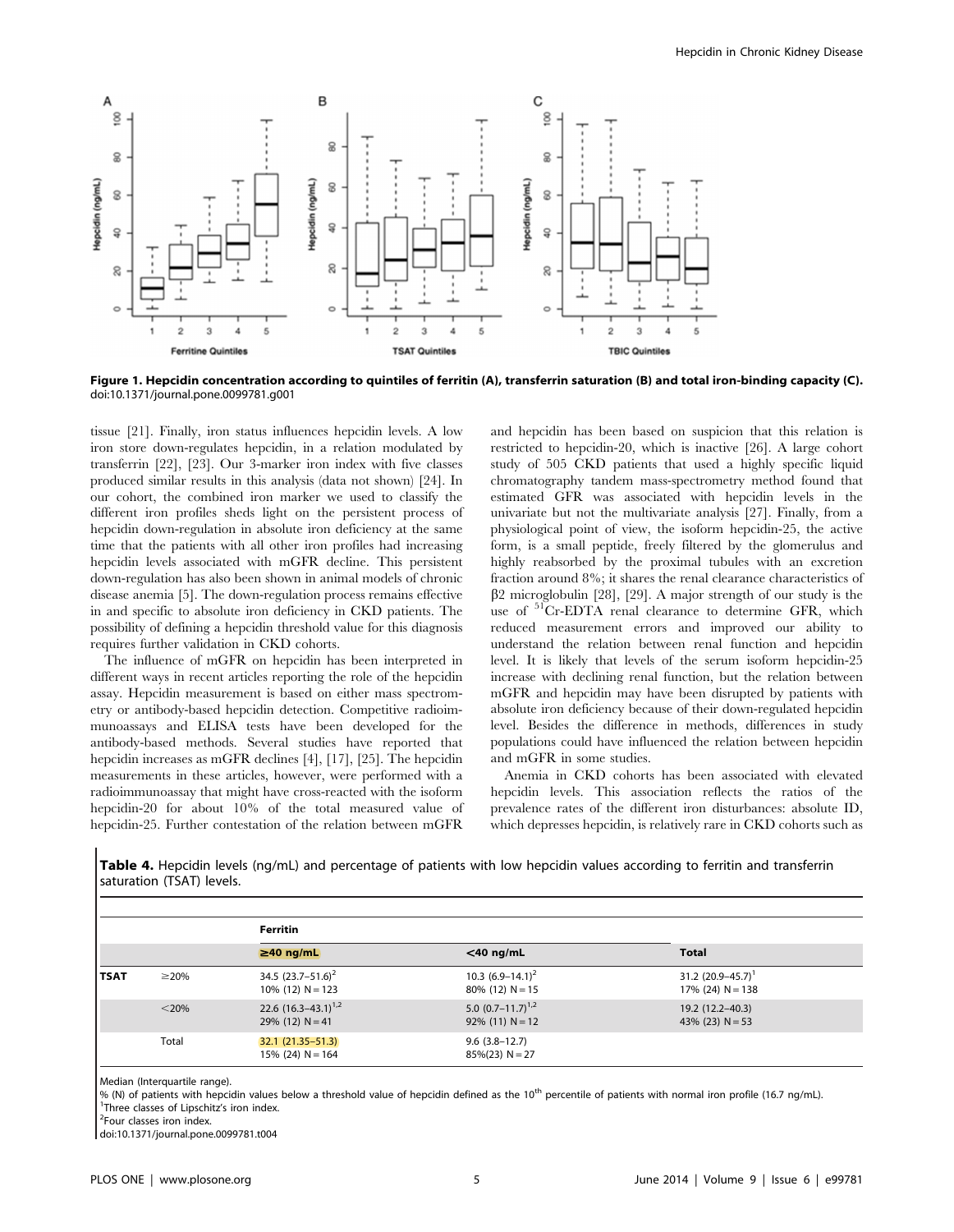Figure 1. Hepcidin concentration according to quintiles of ferritin (A), transferrin saturation (B) and total iron-binding capacity (C).
doi:10.1371/journal.pone.0099781.g001

tissue [21]. Finally, iron status influences hepcidin levels. A low iron store down-regulates hepcidin, in a relation modulated by transferrin [22], [23]. Our 3-marker iron index with five classes produced similar results in this analysis (data not shown) [24]. In our cohort, the combined iron marker we used to classify the different iron profiles sheds light on the persistent process of hepcidin down-regulation in absolute iron deficiency at the same time that the patients with all other iron profiles had increasing hepcidin levels associated with mGFR decline. This persistent down-regulation has also been shown in animal models of chronic disease anemia [5]. The down-regulation process remains effective in and specific to absolute iron deficiency in CKD patients. The possibility of defining a hepcidin threshold value for this diagnosis requires further validation in CKD cohorts.

The influence of mGFR on hepcidin has been interpreted in different ways in recent articles reporting the role of the hepcidin assay. Hepcidin measurement is based on either mass spectrometry or antibody-based hepcidin detection. Competitive radioimmunoassays and ELISA tests have been developed for the antibody-based methods. Several studies have reported that hepcidin increases as mGFR declines [4], [17], [25]. The hepcidin measurements in these articles, however, were performed with a radioimmunoassay that might have cross-reacted with the isoform hepcidin-20 for about 10% of the total measured value of hepcidin-25. Further contestation of the relation between mGFR and hepcidin has been based on suspicion that this relation is restricted to hepcidin-20, which is inactive [26]. A large cohort study of 505 CKD patients that used a highly specific liquid chromatography tandem mass-spectrometry method found that estimated GFR was associated with hepcidin levels in the univariate but not the multivariate analysis [27]. Finally, from a physiological point of view, the isoform hepcidin-25, the active form, is a small peptide, freely filtered by the glomerulus and highly reabsorbed by the proximal tubules with an excretion fraction around 8%; it shares the renal clearance characteristics of β2 microglobulin [28], [29]. A major strength of our study is the use of $^{51}$Cr-EDTA renal clearance to determine GFR, which reduced measurement errors and improved our ability to understand the relation between renal function and hepcidin level. It is likely that levels of the serum isoform hepcidin-25 increase with declining renal function, but the relation between mGFR and hepcidin may have been disrupted by patients with absolute iron deficiency because of their down-regulated hepcidin level. Besides the difference in methods, differences in study populations could have influenced the relation between hepcidin and mGFR in some studies.

Anemia in CKD cohorts has been associated with elevated hepcidin levels. This association reflects the ratios of the prevalence rates of the different iron disturbances: absolute ID, which depresses hepcidin, is relatively rare in CKD cohorts such as

**Table 4.** Hepcidin levels (ng/mL) and percentage of patients with low hepcidin values according to ferritin and transferrin saturation (TSAT) levels.

| | | Ferritin | | |
|---|---|---|---|---|
| | | **≥40 ng/mL** | **<40 ng/mL** | **Total** |
| **TSAT** | ≥20% | 34.5 (23.7–51.6)[2]<br>10% (12) N = 123 | 10.3 (6.9–14.1)[2]<br>80% (12) N = 15 | 31.2 (20.9–45.7)[1]<br>17% (24) N = 138 |
| | <20% | 22.6 (16.3–43.1)[1,2]<br>29% (12) N = 41 | 5.0 (0.7–11.7)[1,2]<br>92% (11) N = 12 | 19.2 (12.2–40.3)<br>43% (23) N = 53 |
| | Total | 32.1 (21.35–51.3)<br>15% (24) N = 164 | 9.6 (3.8–12.7)<br>85%(23) N = 27 | |

Median (Interquartile range).
% (N) of patients with hepcidin values below a threshold value of hepcidin defined as the 10th percentile of patients with normal iron profile (16.7 ng/mL).
[1]Three classes of Lipschitz's iron index.
[2]Four classes iron index.
doi:10.1371/journal.pone.0099781.t004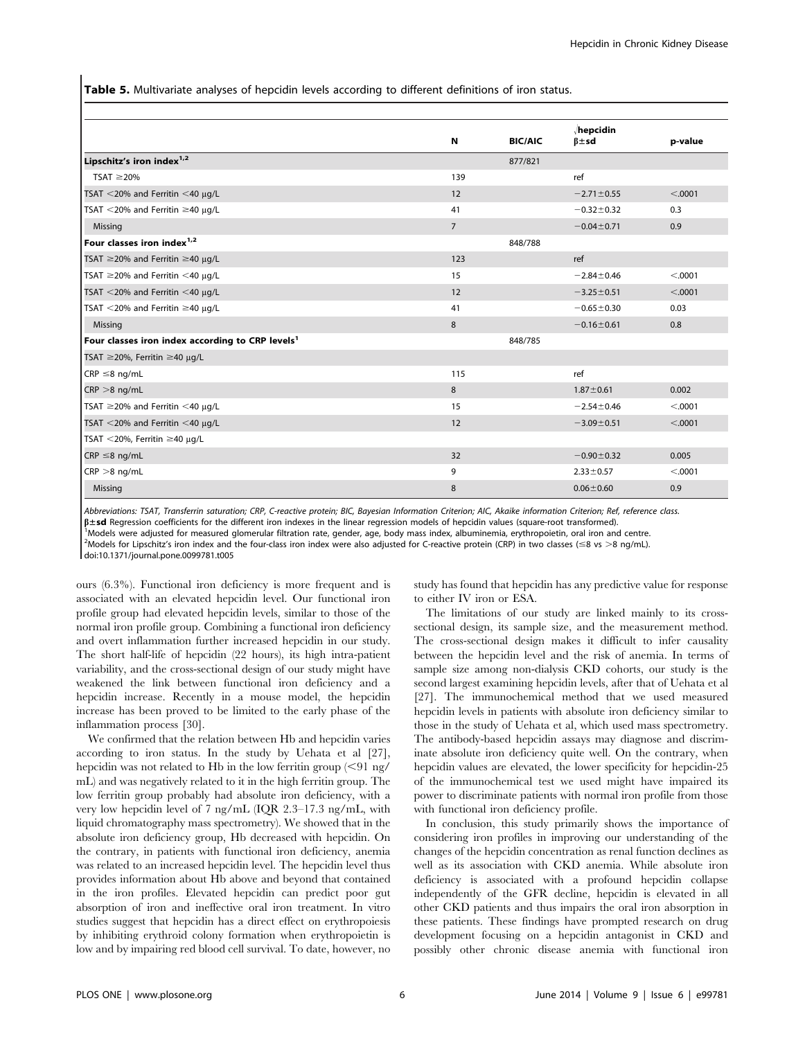**Table 5.** Multivariate analyses of hepcidin levels according to different definitions of iron status.

| | N | BIC/AIC | √hepcidin β±sd | p-value |
|---|---|---|---|---|
| **Lipschitz's iron index[1,2]** | | 877/821 | | |
| TSAT ≥20% | 139 | | ref | |
| TSAT <20% and Ferritin <40 µg/L | 12 | | −2.71±0.55 | <.0001 |
| TSAT <20% and Ferritin ≥40 µg/L | 41 | | −0.32±0.32 | 0.3 |
| Missing | 7 | | −0.04±0.71 | 0.9 |
| **Four classes iron index[1,2]** | | 848/788 | | |
| TSAT ≥20% and Ferritin ≥40 µg/L | 123 | | ref | |
| TSAT ≥20% and Ferritin <40 µg/L | 15 | | −2.84±0.46 | <.0001 |
| TSAT <20% and Ferritin <40 µg/L | 12 | | −3.25±0.51 | <.0001 |
| TSAT <20% and Ferritin ≥40 µg/L | 41 | | −0.65±0.30 | 0.03 |
| Missing | 8 | | −0.16±0.61 | 0.8 |
| **Four classes iron index according to CRP levels[1]** | | 848/785 | | |
| TSAT ≥20%, Ferritin ≥40 µg/L | | | | |
| CRP ≤8 ng/mL | 115 | | ref | |
| CRP >8 ng/mL | 8 | | 1.87±0.61 | 0.002 |
| TSAT ≥20% and Ferritin <40 µg/L | 15 | | −2.54±0.46 | <.0001 |
| TSAT <20% and Ferritin <40 µg/L | 12 | | −3.09±0.51 | <.0001 |
| TSAT <20%, Ferritin ≥40 µg/L | | | | |
| CRP ≤8 ng/mL | 32 | | −0.90±0.32 | 0.005 |
| CRP >8 ng/mL | 9 | | 2.33±0.57 | <.0001 |
| Missing | 8 | | 0.06±0.60 | 0.9 |

*Abbreviations: TSAT, Transferrin saturation; CRP, C-reactive protein; BIC, Bayesian Information Criterion; AIC, Akaike information Criterion; Ref, reference class.*
**β±sd** Regression coefficients for the different iron indexes in the linear regression models of hepcidin values (square-root transformed).
[1]Models were adjusted for measured glomerular filtration rate, gender, age, body mass index, albuminemia, erythropoietin, oral iron and centre.
[2]Models for Lipschitz's iron index and the four-class iron index were also adjusted for C-reactive protein (CRP) in two classes (≤8 vs >8 ng/mL).
doi:10.1371/journal.pone.0099781.t005

ours (6.3%). Functional iron deficiency is more frequent and is associated with an elevated hepcidin level. Our functional iron profile group had elevated hepcidin levels, similar to those of the normal iron profile group. Combining a functional iron deficiency and overt inflammation further increased hepcidin in our study. The short half-life of hepcidin (22 hours), its high intra-patient variability, and the cross-sectional design of our study might have weakened the link between functional iron deficiency and a hepcidin increase. Recently in a mouse model, the hepcidin increase has been proved to be limited to the early phase of the inflammation process [30].

We confirmed that the relation between Hb and hepcidin varies according to iron status. In the study by Uehata et al [27], hepcidin was not related to Hb in the low ferritin group (<91 ng/mL) and was negatively related to it in the high ferritin group. The low ferritin group probably had absolute iron deficiency, with a very low hepcidin level of 7 ng/mL (IQR 2.3–17.3 ng/mL, with liquid chromatography mass spectrometry). We showed that in the absolute iron deficiency group, Hb decreased with hepcidin. On the contrary, in patients with functional iron deficiency, anemia was related to an increased hepcidin level. The hepcidin level thus provides information about Hb above and beyond that contained in the iron profiles. Elevated hepcidin can predict poor gut absorption of iron and ineffective oral iron treatment. In vitro studies suggest that hepcidin has a direct effect on erythropoiesis by inhibiting erythroid colony formation when erythropoietin is low and by impairing red blood cell survival. To date, however, no study has found that hepcidin has any predictive value for response to either IV iron or ESA.

The limitations of our study are linked mainly to its cross-sectional design, its sample size, and the measurement method. The cross-sectional design makes it difficult to infer causality between the hepcidin level and the risk of anemia. In terms of sample size among non-dialysis CKD cohorts, our study is the second largest examining hepcidin levels, after that of Uehata et al [27]. The immunochemical method that we used measured hepcidin levels in patients with absolute iron deficiency similar to those in the study of Uehata et al, which used mass spectrometry. The antibody-based hepcidin assays may diagnose and discriminate absolute iron deficiency quite well. On the contrary, when hepcidin values are elevated, the lower specificity for hepcidin-25 of the immunochemical test we used might have impaired its power to discriminate patients with normal iron profile from those with functional iron deficiency profile.

In conclusion, this study primarily shows the importance of considering iron profiles in improving our understanding of the changes of the hepcidin concentration as renal function declines as well as its association with CKD anemia. While absolute iron deficiency is associated with a profound hepcidin collapse independently of the GFR decline, hepcidin is elevated in all other CKD patients and thus impairs the oral iron absorption in these patients. These findings have prompted research on drug development focusing on a hepcidin antagonist in CKD and possibly other chronic disease anemia with functional iron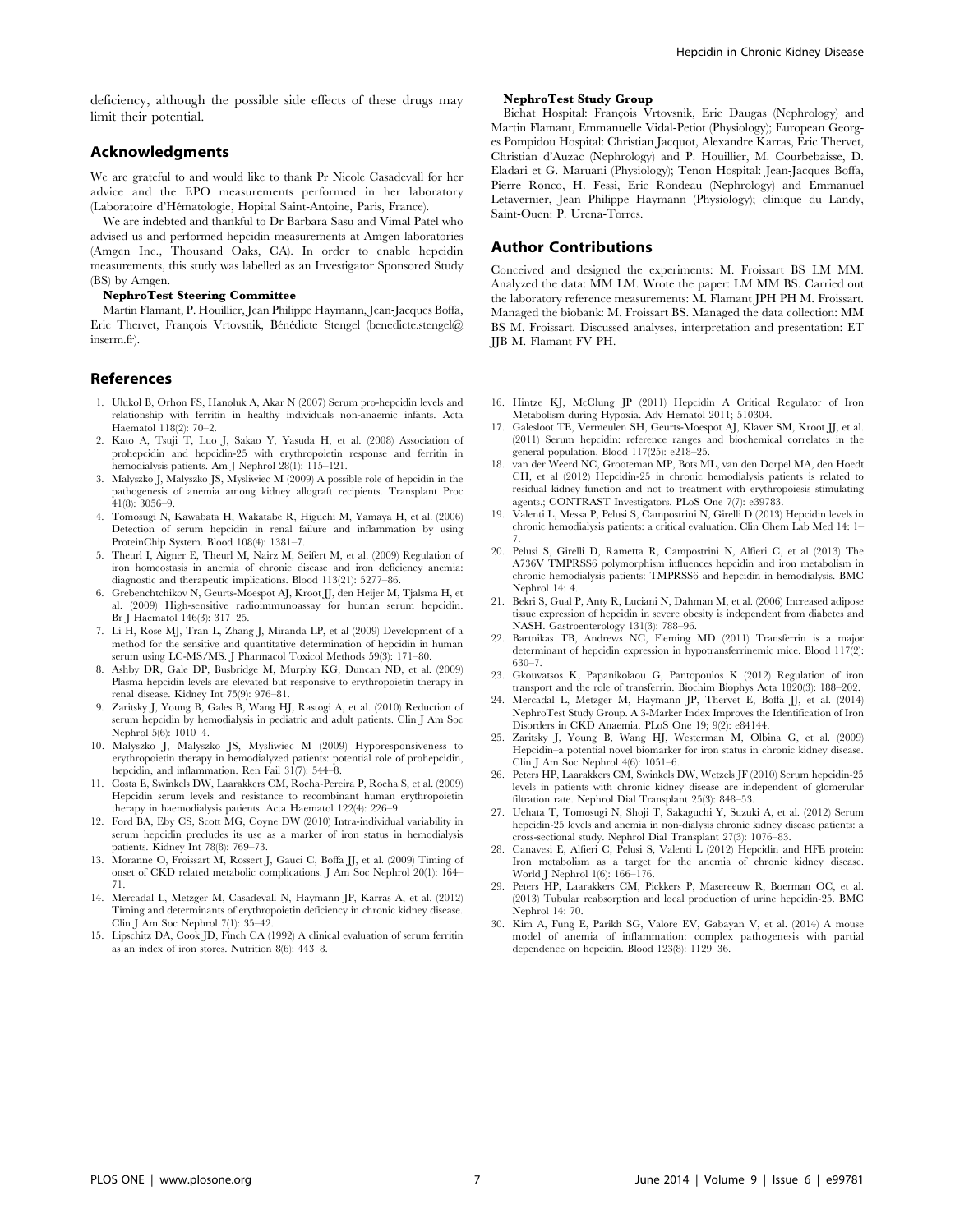deficiency, although the possible side effects of these drugs may limit their potential.

## Acknowledgments

We are grateful to and would like to thank Pr Nicole Casadevall for her advice and the EPO measurements performed in her laboratory (Laboratoire d'Hématologie, Hopital Saint-Antoine, Paris, France).

We are indebted and thankful to Dr Barbara Sasu and Vimal Patel who advised us and performed hepcidin measurements at Amgen laboratories (Amgen Inc., Thousand Oaks, CA). In order to enable hepcidin measurements, this study was labelled as an Investigator Sponsored Study (BS) by Amgen.

**NephroTest Steering Committee**

Martin Flamant, P. Houillier, Jean Philippe Haymann, Jean-Jacques Boffa, Eric Thervet, François Vrtovsnik, Bénédicte Stengel (benedicte.stengel@inserm.fr).

**NephroTest Study Group**

Bichat Hospital: François Vrtovsnik, Eric Daugas (Nephrology) and Martin Flamant, Emmanuelle Vidal-Petiot (Physiology); European Georges Pompidou Hospital: Christian Jacquot, Alexandre Karras, Eric Thervet, Christian d'Auzac (Nephrology) and P. Houillier, M. Courbebaisse, D. Eladari et G. Maruani (Physiology); Tenon Hospital: Jean-Jacques Boffa, Pierre Ronco, H. Fessi, Eric Rondeau (Nephrology) and Emmanuel Letavernier, Jean Philippe Haymann (Physiology); clinique du Landy, Saint-Ouen: P. Urena-Torres.

## Author Contributions

Conceived and designed the experiments: M. Froissart BS LM MM. Analyzed the data: MM LM. Wrote the paper: LM MM BS. Carried out the laboratory reference measurements: M. Flamant JPH PH M. Froissart. Managed the biobank: M. Froissart BS. Managed the data collection: MM BS M. Froissart. Discussed analyses, interpretation and presentation: ET JJB M. Flamant FV PH.

## References

1. Ulukol B, Orhon FS, Hanoluk A, Akar N (2007) Serum pro-hepcidin levels and relationship with ferritin in healthy individuals non-anaemic infants. Acta Haematol 118(2): 70–2.
2. Kato A, Tsuji T, Luo J, Sakao Y, Yasuda H, et al. (2008) Association of prohepcidin and hepcidin-25 with erythropoietin response and ferritin in hemodialysis patients. Am J Nephrol 28(1): 115–121.
3. Malyszko J, Malyszko JS, Mysliwiec M (2009) A possible role of hepcidin in the pathogenesis of anemia among kidney allograft recipients. Transplant Proc 41(8): 3056–9.
4. Tomosugi N, Kawabata H, Wakatabe R, Higuchi M, Yamaya H, et al. (2006) Detection of serum hepcidin in renal failure and inflammation by using ProteinChip System. Blood 108(4): 1381–7.
5. Theurl I, Aigner E, Theurl M, Nairz M, Seifert M, et al. (2009) Regulation of iron homeostasis in anemia of chronic disease and iron deficiency anemia: diagnostic and therapeutic implications. Blood 113(21): 5277–86.
6. Grebenchtchikov N, Geurts-Moespot AJ, Kroot JJ, den Heijer M, Tjalsma H, et al. (2009) High-sensitive radioimmunoassay for human serum hepcidin. Br J Haematol 146(3): 317–25.
7. Li H, Rose MJ, Tran L, Zhang J, Miranda LP, et al (2009) Development of a method for the sensitive and quantitative determination of hepcidin in human serum using LC-MS/MS. J Pharmacol Toxicol Methods 59(3): 171–80.
8. Ashby DR, Gale DP, Busbridge M, Murphy KG, Duncan ND, et al. (2009) Plasma hepcidin levels are elevated but responsive to erythropoietin therapy in renal disease. Kidney Int 75(9): 976–81.
9. Zaritsky J, Young B, Gales B, Wang HJ, Rastogi A, et al. (2010) Reduction of serum hepcidin by hemodialysis in pediatric and adult patients. Clin J Am Soc Nephrol 5(6): 1010–4.
10. Malyszko J, Malyszko JS, Mysliwiec M (2009) Hyporesponsiveness to erythropoietin therapy in hemodialyzed patients: potential role of prohepcidin, hepcidin, and inflammation. Ren Fail 31(7): 544–8.
11. Costa E, Swinkels DW, Laarakkers CM, Rocha-Pereira P, Rocha S, et al. (2009) Hepcidin serum levels and resistance to recombinant human erythropoietin therapy in haemodialysis patients. Acta Haematol 122(4): 226–9.
12. Ford BA, Eby CS, Scott MG, Coyne DW (2010) Intra-individual variability in serum hepcidin precludes its use as a marker of iron status in hemodialysis patients. Kidney Int 78(8): 769–73.
13. Moranne O, Froissart M, Rossert J, Gauci C, Boffa JJ, et al. (2009) Timing of onset of CKD related metabolic complications. J Am Soc Nephrol 20(1): 164–71.
14. Mercadal L, Metzger M, Casadevall N, Haymann JP, Karras A, et al. (2012) Timing and determinants of erythropoietin deficiency in chronic kidney disease. Clin J Am Soc Nephrol 7(1): 35–42.
15. Lipschitz DA, Cook JD, Finch CA (1992) A clinical evaluation of serum ferritin as an index of iron stores. Nutrition 8(6): 443–8.
16. Hintze KJ, McClung JP (2011) Hepcidin A Critical Regulator of Iron Metabolism during Hypoxia. Adv Hematol 2011; 510304.
17. Galesloot TE, Vermeulen SH, Geurts-Moespot AJ, Klaver SM, Kroot JJ, et al. (2011) Serum hepcidin: reference ranges and biochemical correlates in the general population. Blood 117(25): e218–25.
18. van der Weerd NC, Grooteman MP, Bots ML, van den Dorpel MA, den Hoedt CH, et al (2012) Hepcidin-25 in chronic hemodialysis patients is related to residual kidney function and not to treatment with erythropoiesis stimulating agents.; CONTRAST Investigators. PLoS One 7(7): e39783.
19. Valenti L, Messa P, Pelusi S, Campostrini N, Girelli D (2013) Hepcidin levels in chronic hemodialysis patients: a critical evaluation. Clin Chem Lab Med 14: 1–7.
20. Pelusi S, Girelli D, Rametta R, Campostrini N, Alfieri C, et al (2013) The A736V TMPRSS6 polymorphism influences hepcidin and iron metabolism in chronic hemodialysis patients: TMPRSS6 and hepcidin in hemodialysis. BMC Nephrol 14: 4.
21. Bekri S, Gual P, Anty R, Luciani N, Dahman M, et al. (2006) Increased adipose tissue expression of hepcidin in severe obesity is independent from diabetes and NASH. Gastroenterology 131(3): 788–96.
22. Bartnikas TB, Andrews NC, Fleming MD (2011) Transferrin is a major determinant of hepcidin expression in hypotransferrinemic mice. Blood 117(2): 630–7.
23. Gkouvatsos K, Papanikolaou G, Pantopoulos K (2012) Regulation of iron transport and the role of transferrin. Biochim Biophys Acta 1820(3): 188–202.
24. Mercadal L, Metzger M, Haymann JP, Thervet E, Boffa JJ, et al. (2014) NephroTest Study Group. A 3-Marker Index Improves the Identification of Iron Disorders in CKD Anaemia. PLoS One 19; 9(2): e84144.
25. Zaritsky J, Young B, Wang HJ, Westerman M, Olbina G, et al. (2009) Hepcidin–a potential novel biomarker for iron status in chronic kidney disease. Clin J Am Soc Nephrol 4(6): 1051–6.
26. Peters HP, Laarakkers CM, Swinkels DW, Wetzels JF (2010) Serum hepcidin-25 levels in patients with chronic kidney disease are independent of glomerular filtration rate. Nephrol Dial Transplant 25(3): 848–53.
27. Uehata T, Tomosugi N, Shoji T, Sakaguchi Y, Suzuki A, et al. (2012) Serum hepcidin-25 levels and anemia in non-dialysis chronic kidney disease patients: a cross-sectional study. Nephrol Dial Transplant 27(3): 1076–83.
28. Canavesi E, Alfieri C, Pelusi S, Valenti L (2012) Hepcidin and HFE protein: Iron metabolism as a target for the anemia of chronic kidney disease. World J Nephrol 1(6): 166–176.
29. Peters HP, Laarakkers CM, Pickkers P, Masereeuw R, Boerman OC, et al. (2013) Tubular reabsorption and local production of urine hepcidin-25. BMC Nephrol 14: 70.
30. Kim A, Fung E, Parikh SG, Valore EV, Gabayan V, et al. (2014) A mouse model of anemia of inflammation: complex pathogenesis with partial dependence on hepcidin. Blood 123(8): 1129–36.